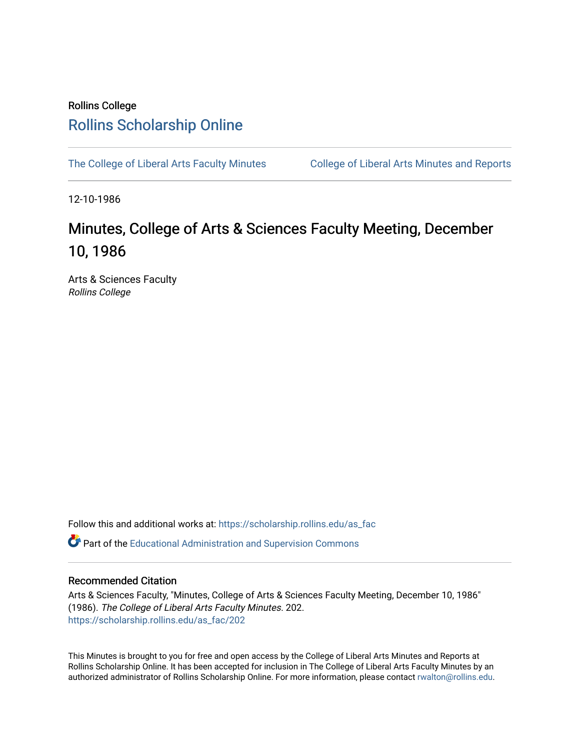Rollins College

# Rollins Scholarship Online

The College of Liberal Arts Faculty Minutes | College of Liberal Arts Minutes and Reports

12-10-1986

# Minutes, College of Arts & Sciences Faculty Meeting, December 10, 1986

Arts & Sciences Faculty
*Rollins College*

Follow this and additional works at: https://scholarship.rollins.edu/as_fac

Part of the Educational Administration and Supervision Commons

## Recommended Citation

Arts & Sciences Faculty, "Minutes, College of Arts & Sciences Faculty Meeting, December 10, 1986" (1986). *The College of Liberal Arts Faculty Minutes*. 202.
https://scholarship.rollins.edu/as_fac/202

This Minutes is brought to you for free and open access by the College of Liberal Arts Minutes and Reports at Rollins Scholarship Online. It has been accepted for inclusion in The College of Liberal Arts Faculty Minutes by an authorized administrator of Rollins Scholarship Online. For more information, please contact rwalton@rollins.edu.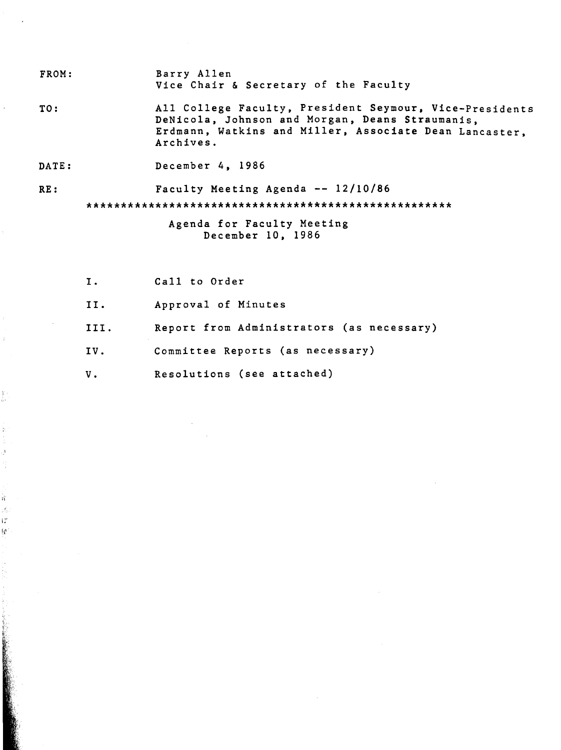FROM: Barry Allen
Vice Chair & Secretary of the Faculty

TO: All College Faculty, President Seymour, Vice-Presidents DeNicola, Johnson and Morgan, Deans Straumanis, Erdmann, Watkins and Miller, Associate Dean Lancaster, Archives.

DATE: December 4, 1986

RE: Faculty Meeting Agenda -- 12/10/86

****************************************************

## Agenda for Faculty Meeting
## December 10, 1986

I. Call to Order

II. Approval of Minutes

III. Report from Administrators (as necessary)

IV. Committee Reports (as necessary)

V. Resolutions (see attached)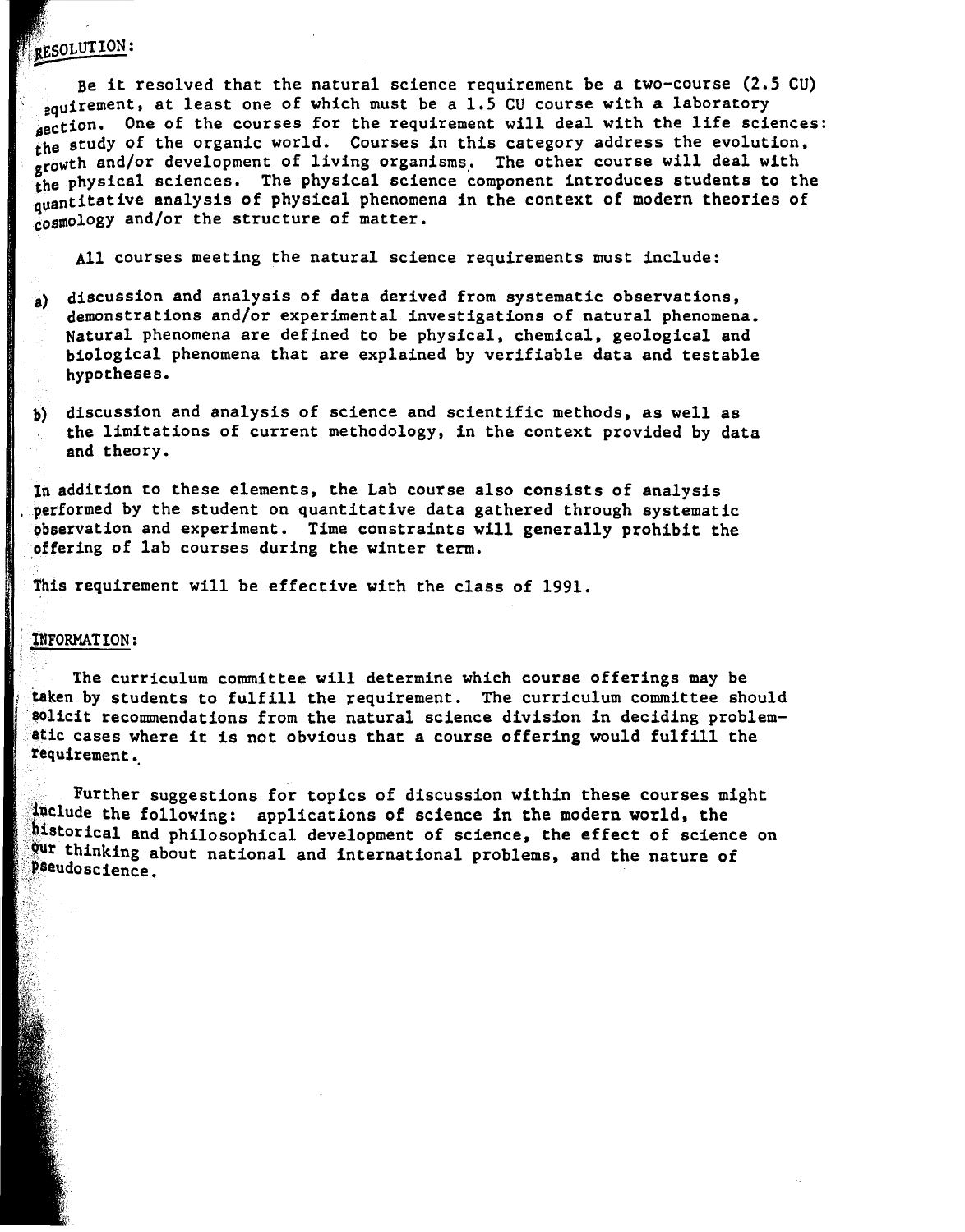RESOLUTION:

Be it resolved that the natural science requirement be a two-course (2.5 CU) requirement, at least one of which must be a 1.5 CU course with a laboratory section. One of the courses for the requirement will deal with the life sciences: the study of the organic world. Courses in this category address the evolution, growth and/or development of living organisms. The other course will deal with the physical sciences. The physical science component introduces students to the quantitative analysis of physical phenomena in the context of modern theories of cosmology and/or the structure of matter.

All courses meeting the natural science requirements must include:

a) discussion and analysis of data derived from systematic observations, demonstrations and/or experimental investigations of natural phenomena. Natural phenomena are defined to be physical, chemical, geological and biological phenomena that are explained by verifiable data and testable hypotheses.

b) discussion and analysis of science and scientific methods, as well as the limitations of current methodology, in the context provided by data and theory.

In addition to these elements, the Lab course also consists of analysis performed by the student on quantitative data gathered through systematic observation and experiment. Time constraints will generally prohibit the offering of lab courses during the winter term.

This requirement will be effective with the class of 1991.

INFORMATION:

The curriculum committee will determine which course offerings may be taken by students to fulfill the requirement. The curriculum committee should solicit recommendations from the natural science division in deciding problematic cases where it is not obvious that a course offering would fulfill the requirement.

Further suggestions for topics of discussion within these courses might include the following: applications of science in the modern world, the historical and philosophical development of science, the effect of science on our thinking about national and international problems, and the nature of pseudoscience.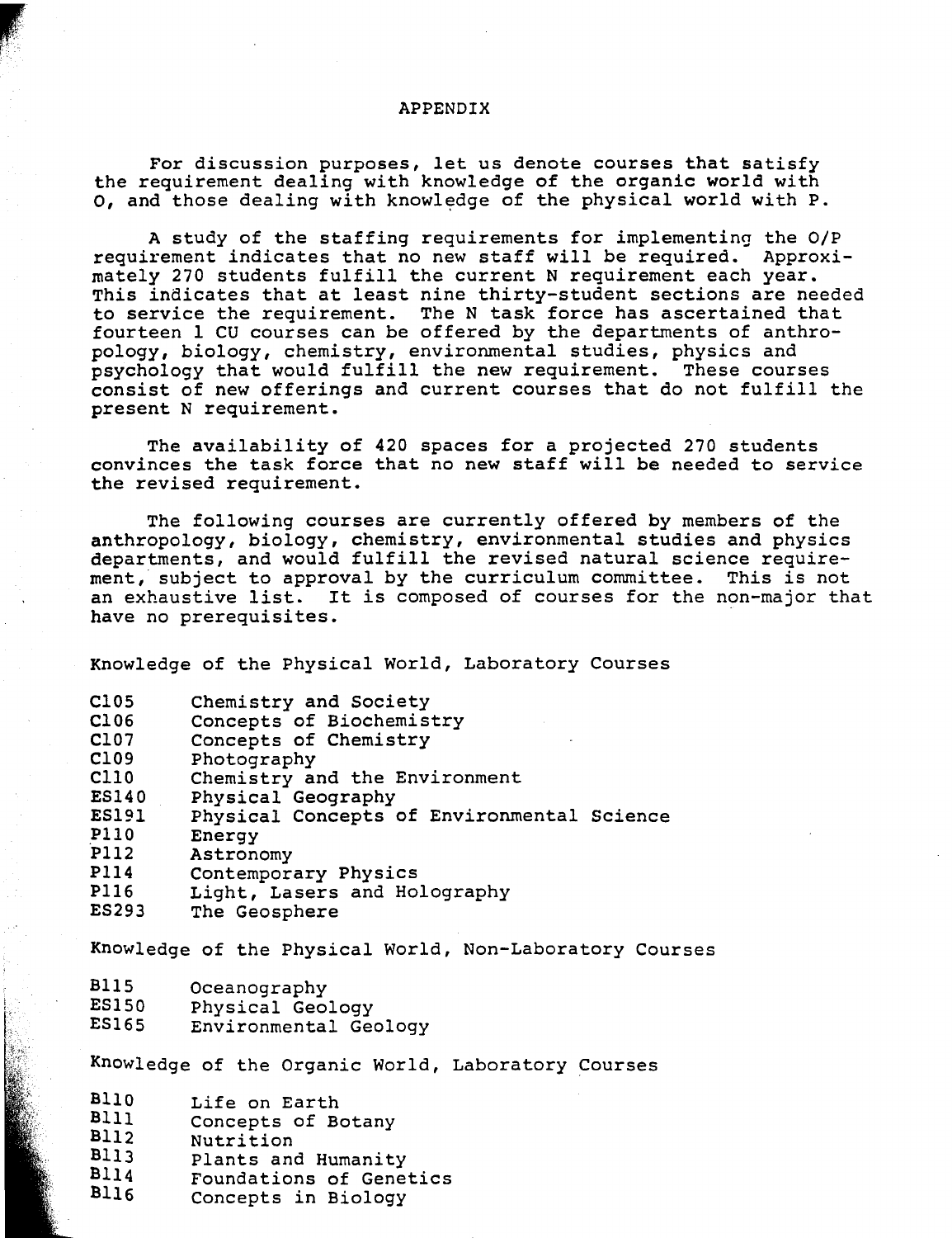# APPENDIX

For discussion purposes, let us denote courses that satisfy the requirement dealing with knowledge of the organic world with O, and those dealing with knowledge of the physical world with P.

A study of the staffing requirements for implementing the O/P requirement indicates that no new staff will be required. Approximately 270 students fulfill the current N requirement each year. This indicates that at least nine thirty-student sections are needed to service the requirement. The N task force has ascertained that fourteen 1 CU courses can be offered by the departments of anthropology, biology, chemistry, environmental studies, physics and psychology that would fulfill the new requirement. These courses consist of new offerings and current courses that do not fulfill the present N requirement.

The availability of 420 spaces for a projected 270 students convinces the task force that no new staff will be needed to service the revised requirement.

The following courses are currently offered by members of the anthropology, biology, chemistry, environmental studies and physics departments, and would fulfill the revised natural science requirement, subject to approval by the curriculum committee. This is not an exhaustive list. It is composed of courses for the non-major that have no prerequisites.

Knowledge of the Physical World, Laboratory Courses

| | |
|---|---|
| C105 | Chemistry and Society |
| C106 | Concepts of Biochemistry |
| C107 | Concepts of Chemistry |
| C109 | Photography |
| C110 | Chemistry and the Environment |
| ES140 | Physical Geography |
| ES191 | Physical Concepts of Environmental Science |
| P110 | Energy |
| P112 | Astronomy |
| P114 | Contemporary Physics |
| P116 | Light, Lasers and Holography |
| ES293 | The Geosphere |

Knowledge of the Physical World, Non-Laboratory Courses

| | |
|---|---|
| B115 | Oceanography |
| ES150 | Physical Geology |
| ES165 | Environmental Geology |

Knowledge of the Organic World, Laboratory Courses

| | |
|---|---|
| B110 | Life on Earth |
| B111 | Concepts of Botany |
| B112 | Nutrition |
| B113 | Plants and Humanity |
| B114 | Foundations of Genetics |
| B116 | Concepts in Biology |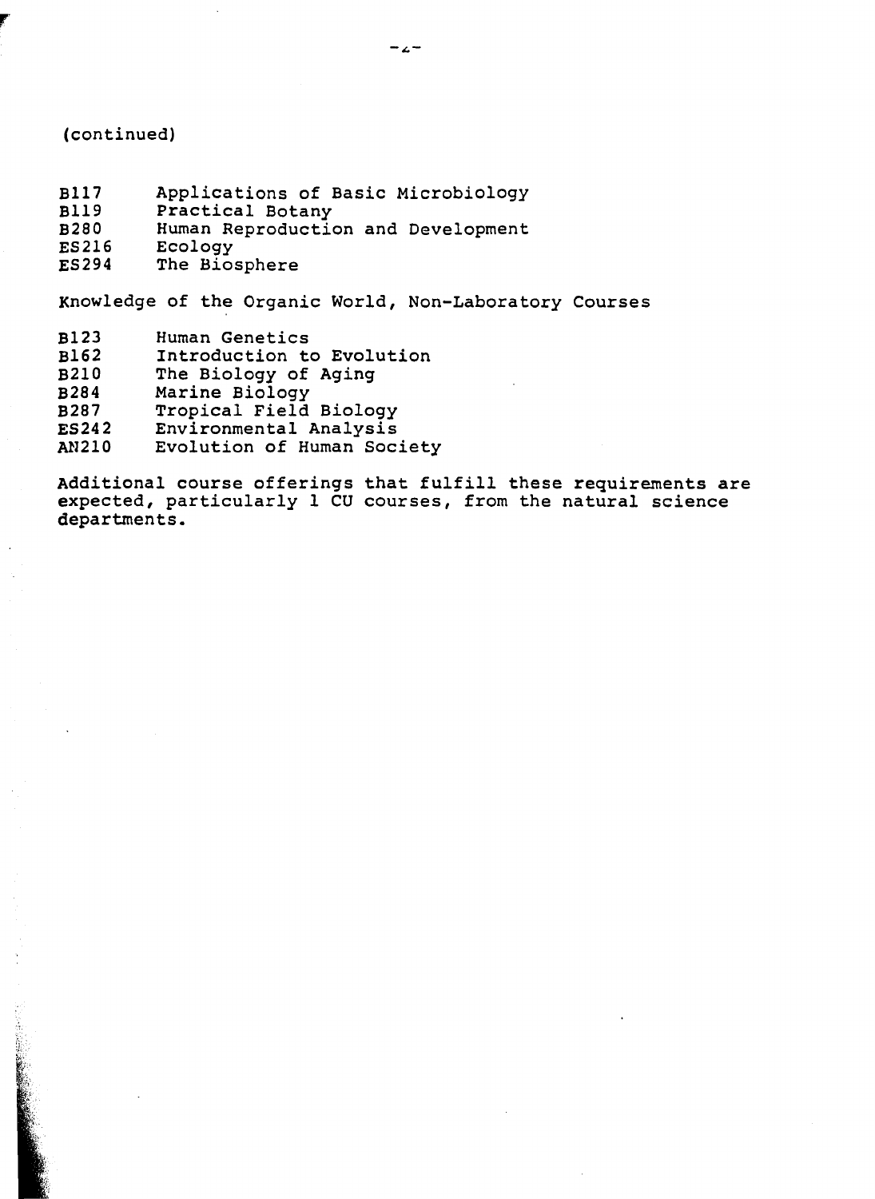(continued)

| | |
|---|---|
| B117 | Applications of Basic Microbiology |
| B119 | Practical Botany |
| B280 | Human Reproduction and Development |
| ES216 | Ecology |
| ES294 | The Biosphere |

Knowledge of the Organic World, Non-Laboratory Courses

| | |
|---|---|
| B123 | Human Genetics |
| B162 | Introduction to Evolution |
| B210 | The Biology of Aging |
| B284 | Marine Biology |
| B287 | Tropical Field Biology |
| ES242 | Environmental Analysis |
| AN210 | Evolution of Human Society |

Additional course offerings that fulfill these requirements are expected, particularly 1 CU courses, from the natural science departments.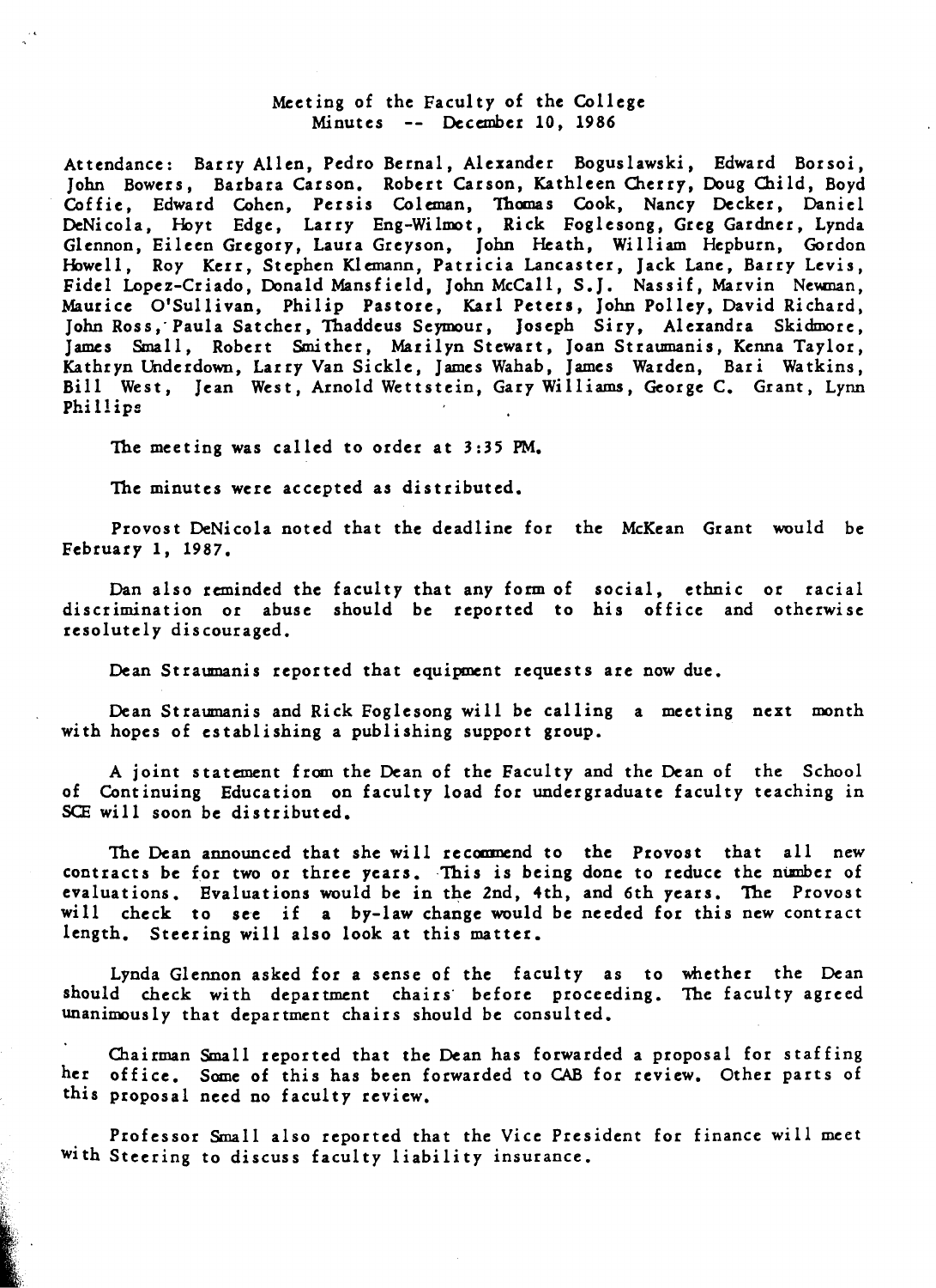Meeting of the Faculty of the College
Minutes -- December 10, 1986

Attendance: Barry Allen, Pedro Bernal, Alexander Boguslawski, Edward Borsoi, John Bowers, Barbara Carson, Robert Carson, Kathleen Cherry, Doug Child, Boyd Coffie, Edward Cohen, Persis Coleman, Thomas Cook, Nancy Decker, Daniel DeNicola, Hoyt Edge, Larry Eng-Wilmot, Rick Foglesong, Greg Gardner, Lynda Glennon, Eileen Gregory, Laura Greyson, John Heath, William Hepburn, Gordon Howell, Roy Kerr, Stephen Klemann, Patricia Lancaster, Jack Lane, Barry Levis, Fidel Lopez-Criado, Donald Mansfield, John McCall, S.J. Nassif, Marvin Newman, Maurice O'Sullivan, Philip Pastore, Karl Peters, John Polley, David Richard, John Ross, Paula Satcher, Thaddeus Seymour, Joseph Siry, Alexandra Skidmore, James Small, Robert Smither, Marilyn Stewart, Joan Straumanis, Kenna Taylor, Kathryn Underdown, Larry Van Sickle, James Wahab, James Warden, Bari Watkins, Bill West, Jean West, Arnold Wettstein, Gary Williams, George C. Grant, Lynn Phillips

The meeting was called to order at 3:35 PM.

The minutes were accepted as distributed.

Provost DeNicola noted that the deadline for the McKean Grant would be February 1, 1987.

Dan also reminded the faculty that any form of social, ethnic or racial discrimination or abuse should be reported to his office and otherwise resolutely discouraged.

Dean Straumanis reported that equipment requests are now due.

Dean Straumanis and Rick Foglesong will be calling a meeting next month with hopes of establishing a publishing support group.

A joint statement from the Dean of the Faculty and the Dean of the School of Continuing Education on faculty load for undergraduate faculty teaching in SCE will soon be distributed.

The Dean announced that she will recommend to the Provost that all new contracts be for two or three years. This is being done to reduce the number of evaluations. Evaluations would be in the 2nd, 4th, and 6th years. The Provost will check to see if a by-law change would be needed for this new contract length. Steering will also look at this matter.

Lynda Glennon asked for a sense of the faculty as to whether the Dean should check with department chairs before proceeding. The faculty agreed unanimously that department chairs should be consulted.

Chairman Small reported that the Dean has forwarded a proposal for staffing her office. Some of this has been forwarded to CAB for review. Other parts of this proposal need no faculty review.

Professor Small also reported that the Vice President for finance will meet with Steering to discuss faculty liability insurance.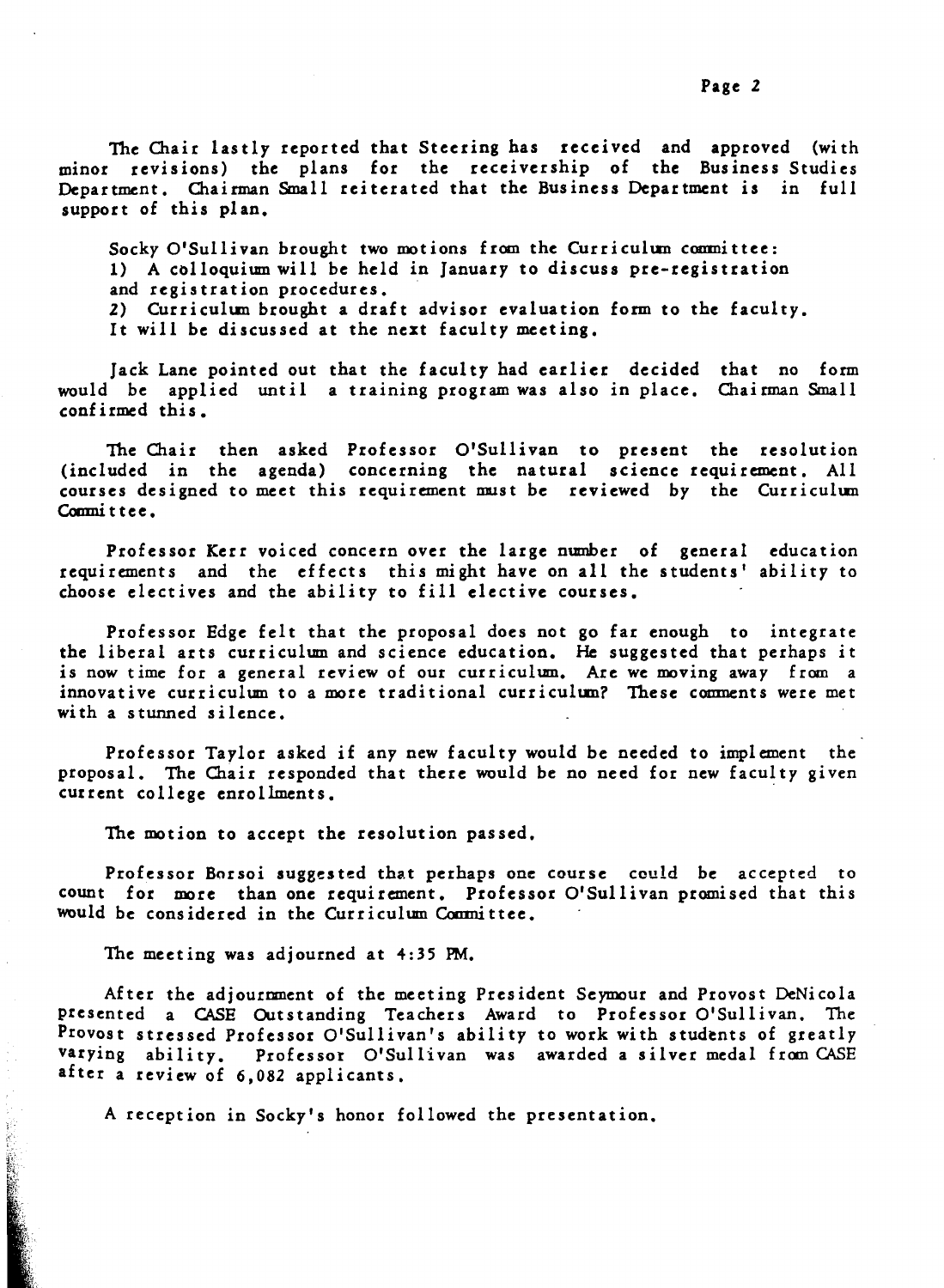The Chair lastly reported that Steering has received and approved (with minor revisions) the plans for the receivership of the Business Studies Department. Chairman Small reiterated that the Business Department is in full support of this plan.

Socky O'Sullivan brought two motions from the Curriculum committee:
1) A colloquium will be held in January to discuss pre-registration and registration procedures.
2) Curriculum brought a draft advisor evaluation form to the faculty. It will be discussed at the next faculty meeting.

Jack Lane pointed out that the faculty had earlier decided that no form would be applied until a training program was also in place. Chairman Small confirmed this.

The Chair then asked Professor O'Sullivan to present the resolution (included in the agenda) concerning the natural science requirement. All courses designed to meet this requirement must be reviewed by the Curriculum Committee.

Professor Kerr voiced concern over the large number of general education requirements and the effects this might have on all the students' ability to choose electives and the ability to fill elective courses.

Professor Edge felt that the proposal does not go far enough to integrate the liberal arts curriculum and science education. He suggested that perhaps it is now time for a general review of our curriculum. Are we moving away from a innovative curriculum to a more traditional curriculum? These comments were met with a stunned silence.

Professor Taylor asked if any new faculty would be needed to implement the proposal. The Chair responded that there would be no need for new faculty given current college enrollments.

The motion to accept the resolution passed.

Professor Borsoi suggested that perhaps one course could be accepted to count for more than one requirement. Professor O'Sullivan promised that this would be considered in the Curriculum Committee.

The meeting was adjourned at 4:35 PM.

After the adjournment of the meeting President Seymour and Provost DeNicola presented a CASE Outstanding Teachers Award to Professor O'Sullivan. The Provost stressed Professor O'Sullivan's ability to work with students of greatly varying ability. Professor O'Sullivan was awarded a silver medal from CASE after a review of 6,082 applicants.

A reception in Socky's honor followed the presentation.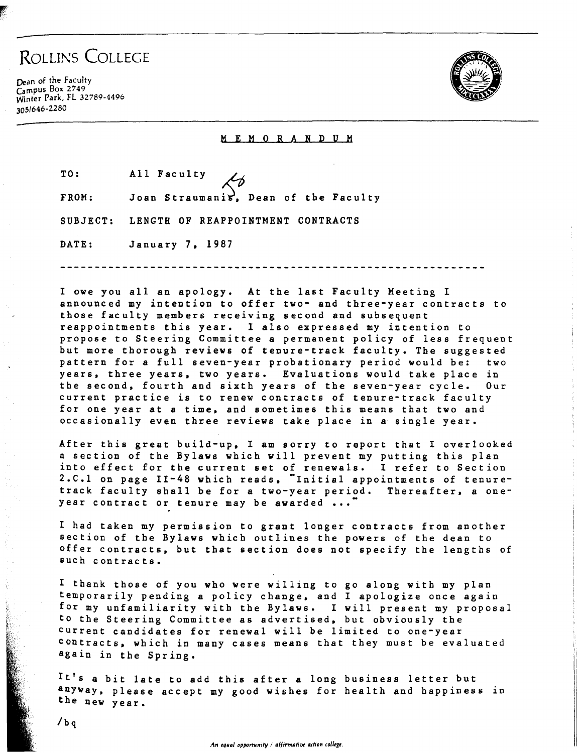# Rollins College

Dean of the Faculty
Campus Box 2749
Winter Park, FL 32789-4496
305/646-2280

## MEMORANDUM

TO: All Faculty

FROM: Joan Straumanis, Dean of the Faculty

SUBJECT: LENGTH OF REAPPOINTMENT CONTRACTS

DATE: January 7, 1987

---

I owe you all an apology. At the last Faculty Meeting I announced my intention to offer two- and three-year contracts to those faculty members receiving second and subsequent reappointments this year. I also expressed my intention to propose to Steering Committee a permanent policy of less frequent but more thorough reviews of tenure-track faculty. The suggested pattern for a full seven-year probationary period would be: two years, three years, two years. Evaluations would take place in the second, fourth and sixth years of the seven-year cycle. Our current practice is to renew contracts of tenure-track faculty for one year at a time, and sometimes this means that two and occasionally even three reviews take place in a single year.

After this great build-up, I am sorry to report that I overlooked a section of the Bylaws which will prevent my putting this plan into effect for the current set of renewals. I refer to Section 2.C.1 on page II-48 which reads, "Initial appointments of tenure-track faculty shall be for a two-year period. Thereafter, a one-year contract or tenure may be awarded ..."

I had taken my permission to grant longer contracts from another section of the Bylaws which outlines the powers of the dean to offer contracts, but that section does not specify the lengths of such contracts.

I thank those of you who were willing to go along with my plan temporarily pending a policy change, and I apologize once again for my unfamiliarity with the Bylaws. I will present my proposal to the Steering Committee as advertised, but obviously the current candidates for renewal will be limited to one-year contracts, which in many cases means that they must be evaluated again in the Spring.

It's a bit late to add this after a long business letter but anyway, please accept my good wishes for health and happiness in the new year.

/bq

*An equal opportunity / affirmative action college.*